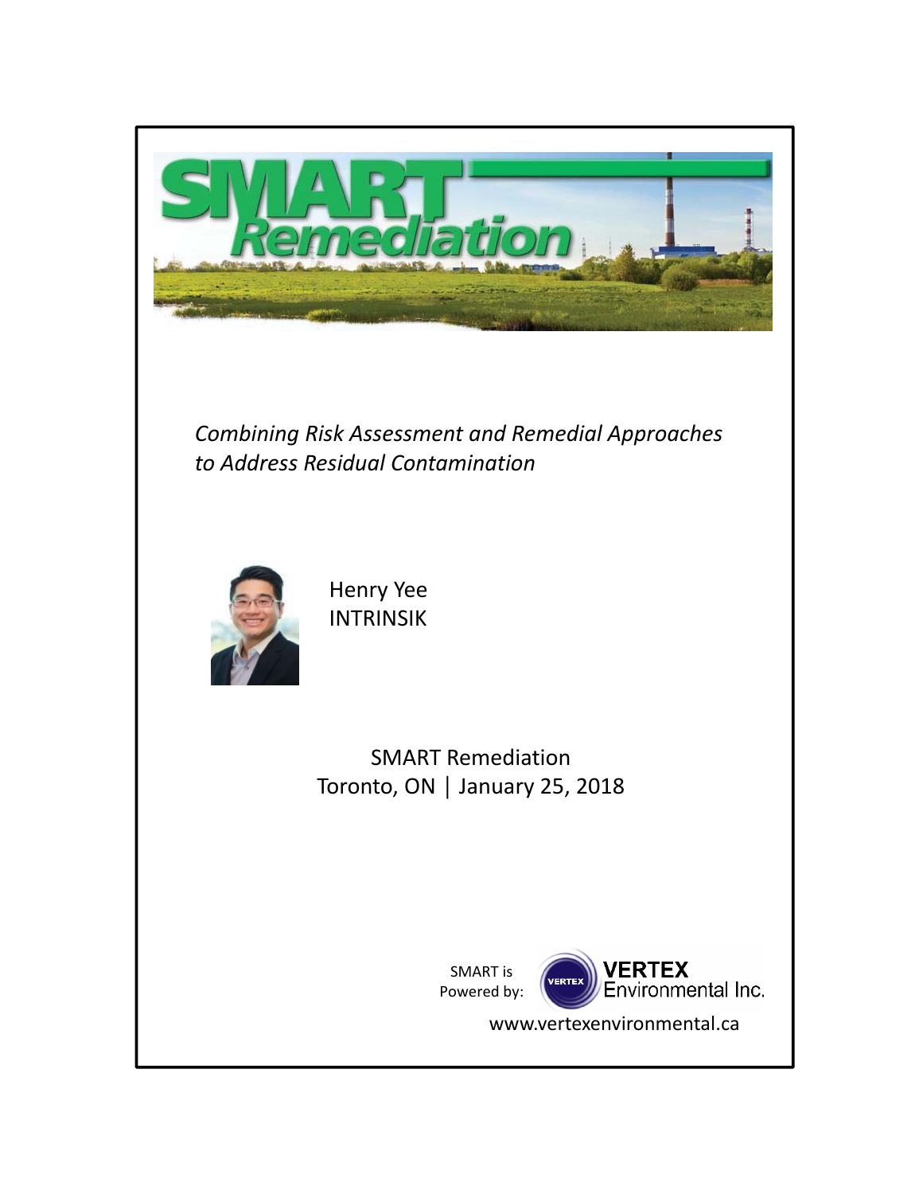# SMART Remediation

*Combining Risk Assessment and Remedial Approaches to Address Residual Contamination*

Henry Yee
INTRINSIK

SMART Remediation
Toronto, ON | January 25, 2018

SMART is Powered by: VERTEX Environmental Inc.

www.vertexenvironmental.ca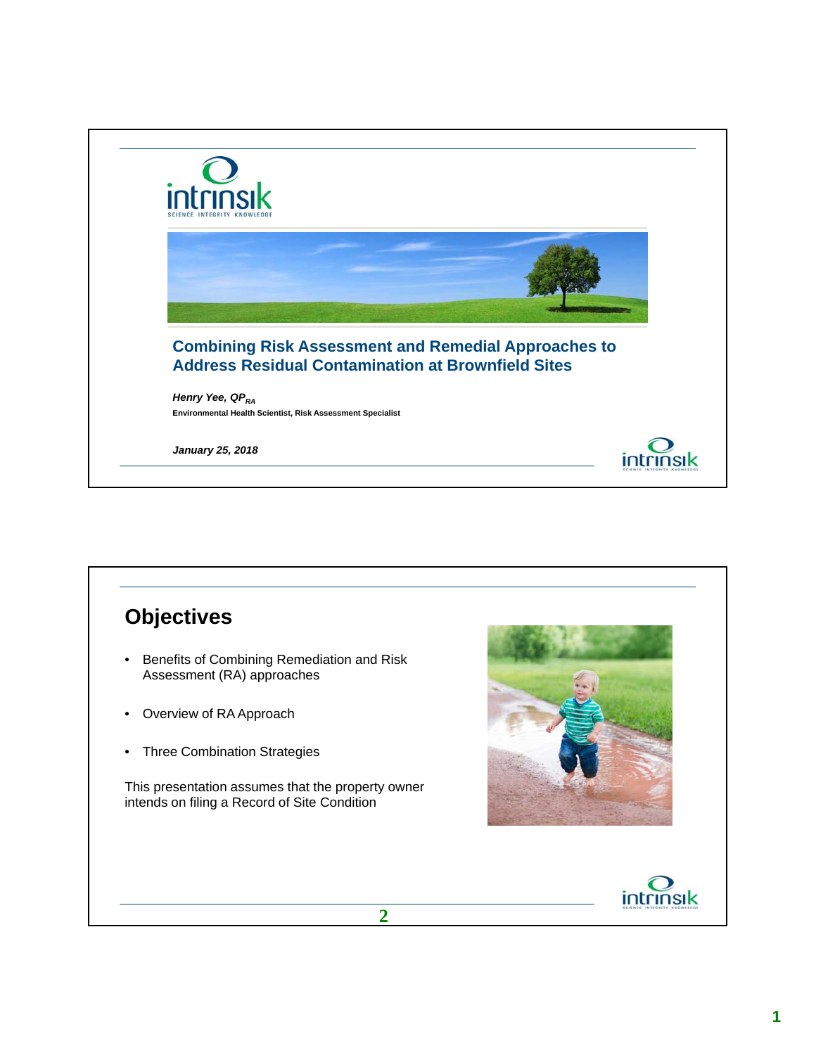## Combining Risk Assessment and Remedial Approaches to Address Residual Contamination at Brownfield Sites

***Henry Yee, $QP_{RA}$***

**Environmental Health Scientist, Risk Assessment Specialist**

***January 25, 2018***

---

## Objectives

- Benefits of Combining Remediation and Risk Assessment (RA) approaches
- Overview of RA Approach
- Three Combination Strategies

This presentation assumes that the property owner intends on filing a Record of Site Condition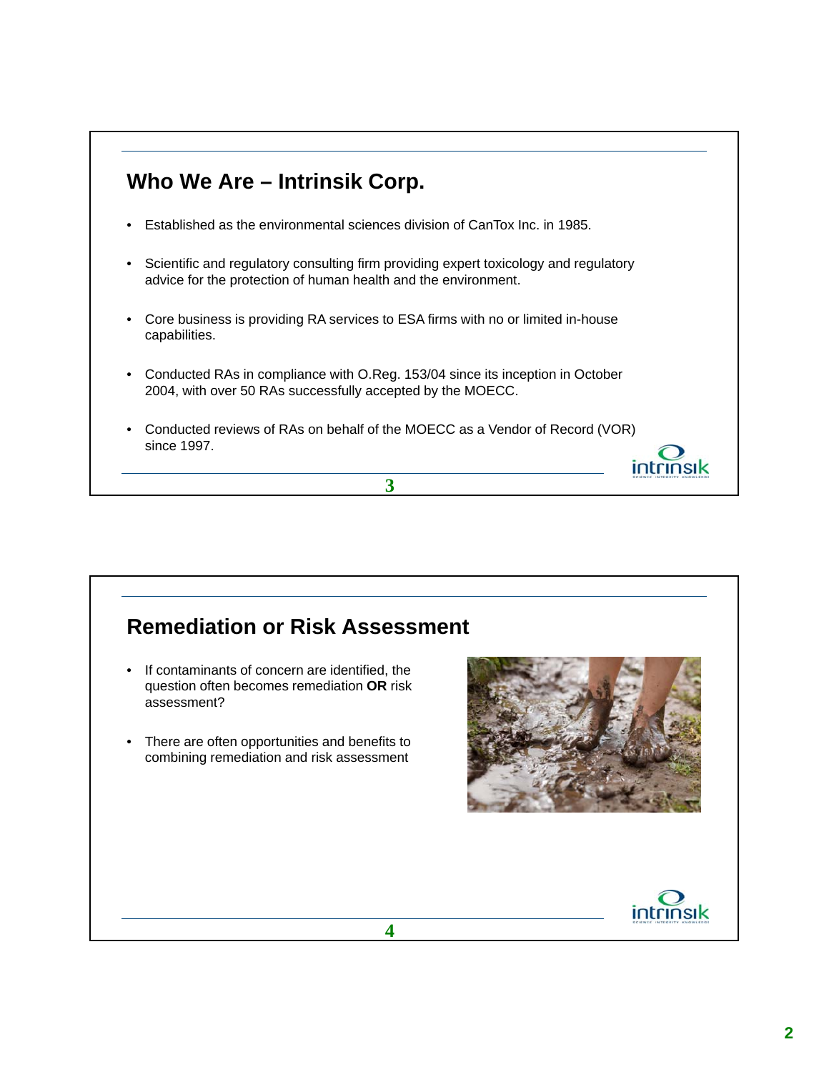## Who We Are – Intrinsik Corp.

- Established as the environmental sciences division of CanTox Inc. in 1985.
- Scientific and regulatory consulting firm providing expert toxicology and regulatory advice for the protection of human health and the environment.
- Core business is providing RA services to ESA firms with no or limited in-house capabilities.
- Conducted RAs in compliance with O.Reg. 153/04 since its inception in October 2004, with over 50 RAs successfully accepted by the MOECC.
- Conducted reviews of RAs on behalf of the MOECC as a Vendor of Record (VOR) since 1997.

## Remediation or Risk Assessment

- If contaminants of concern are identified, the question often becomes remediation **OR** risk assessment?
- There are often opportunities and benefits to combining remediation and risk assessment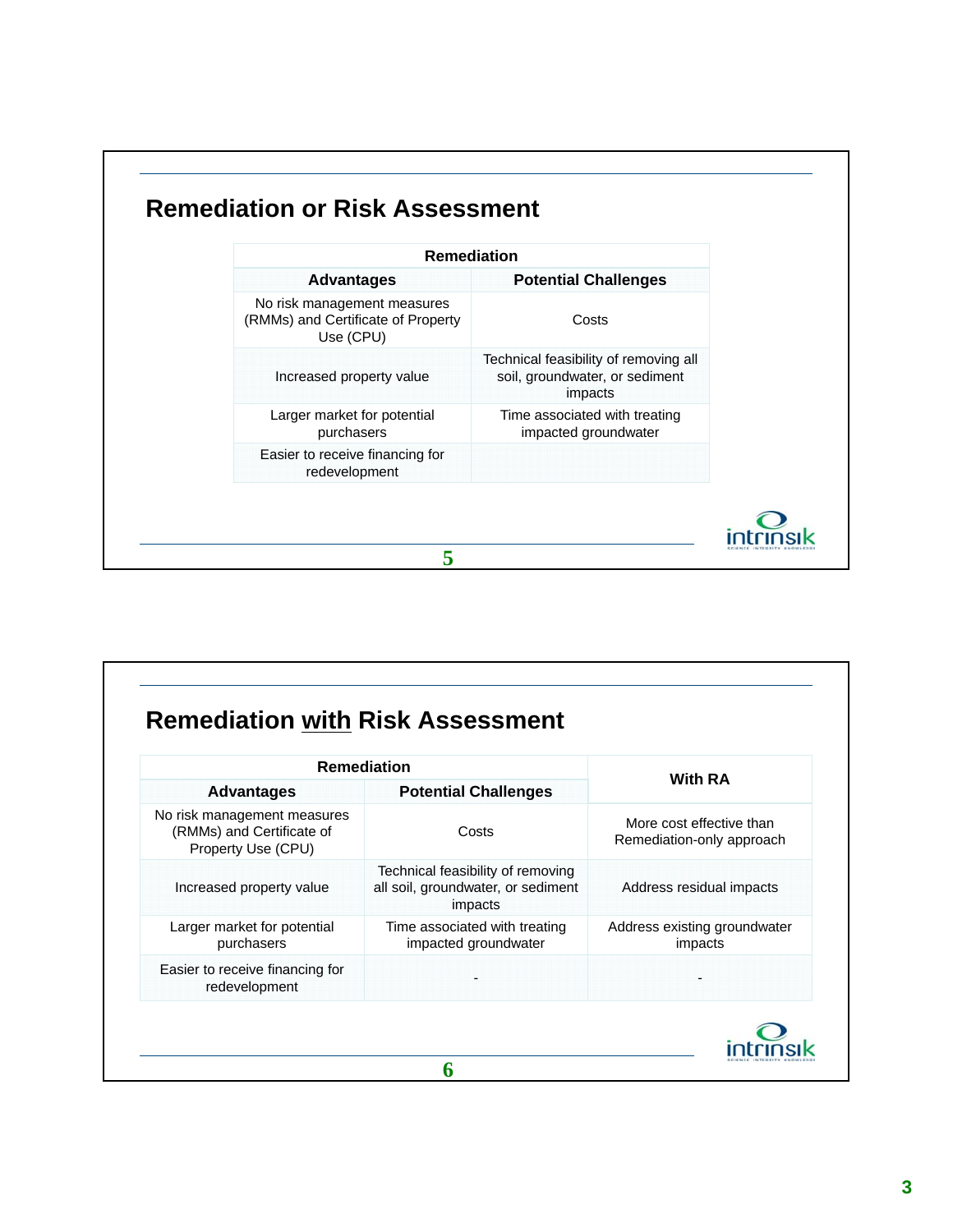## Remediation or Risk Assessment

| Remediation | |
|---|---|
| **Advantages** | **Potential Challenges** |
| No risk management measures (RMMs) and Certificate of Property Use (CPU) | Costs |
| Increased property value | Technical feasibility of removing all soil, groundwater, or sediment impacts |
| Larger market for potential purchasers | Time associated with treating impacted groundwater |
| Easier to receive financing for redevelopment | |

## Remediation <u>with</u> Risk Assessment

| Remediation | | With RA |
|---|---|---|
| **Advantages** | **Potential Challenges** | |
| No risk management measures (RMMs) and Certificate of Property Use (CPU) | Costs | More cost effective than Remediation-only approach |
| Increased property value | Technical feasibility of removing all soil, groundwater, or sediment impacts | Address residual impacts |
| Larger market for potential purchasers | Time associated with treating impacted groundwater | Address existing groundwater impacts |
| Easier to receive financing for redevelopment | - | - |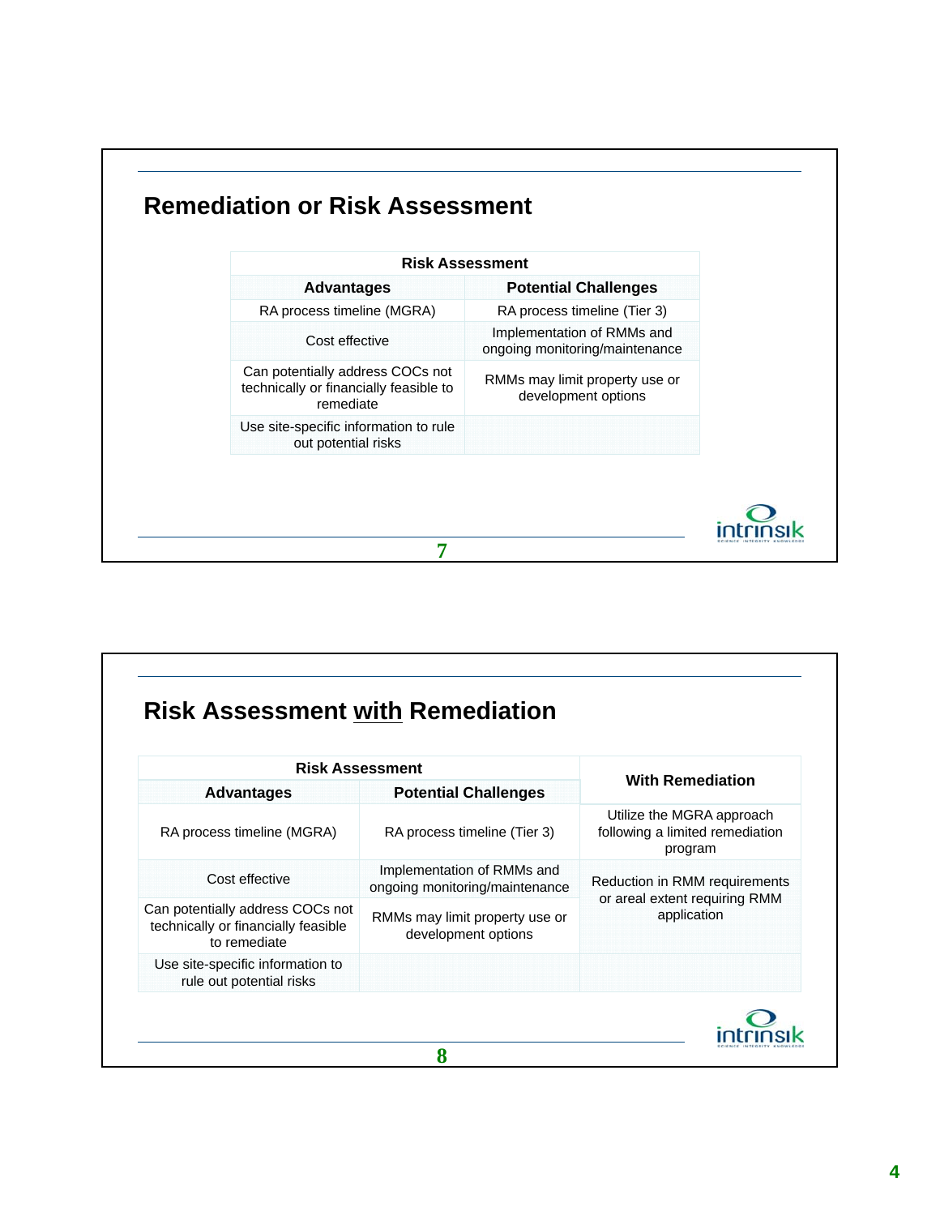## Remediation or Risk Assessment

| Risk Assessment | |
|---|---|
| **Advantages** | **Potential Challenges** |
| RA process timeline (MGRA) | RA process timeline (Tier 3) |
| Cost effective | Implementation of RMMs and ongoing monitoring/maintenance |
| Can potentially address COCs not technically or financially feasible to remediate | RMMs may limit property use or development options |
| Use site-specific information to rule out potential risks | |

## Risk Assessment <u>with</u> Remediation

| Risk Assessment | | With Remediation |
|---|---|---|
| **Advantages** | **Potential Challenges** | |
| RA process timeline (MGRA) | RA process timeline (Tier 3) | Utilize the MGRA approach following a limited remediation program |
| Cost effective | Implementation of RMMs and ongoing monitoring/maintenance | Reduction in RMM requirements or areal extent requiring RMM application |
| Can potentially address COCs not technically or financially feasible to remediate | RMMs may limit property use or development options | |
| Use site-specific information to rule out potential risks | | |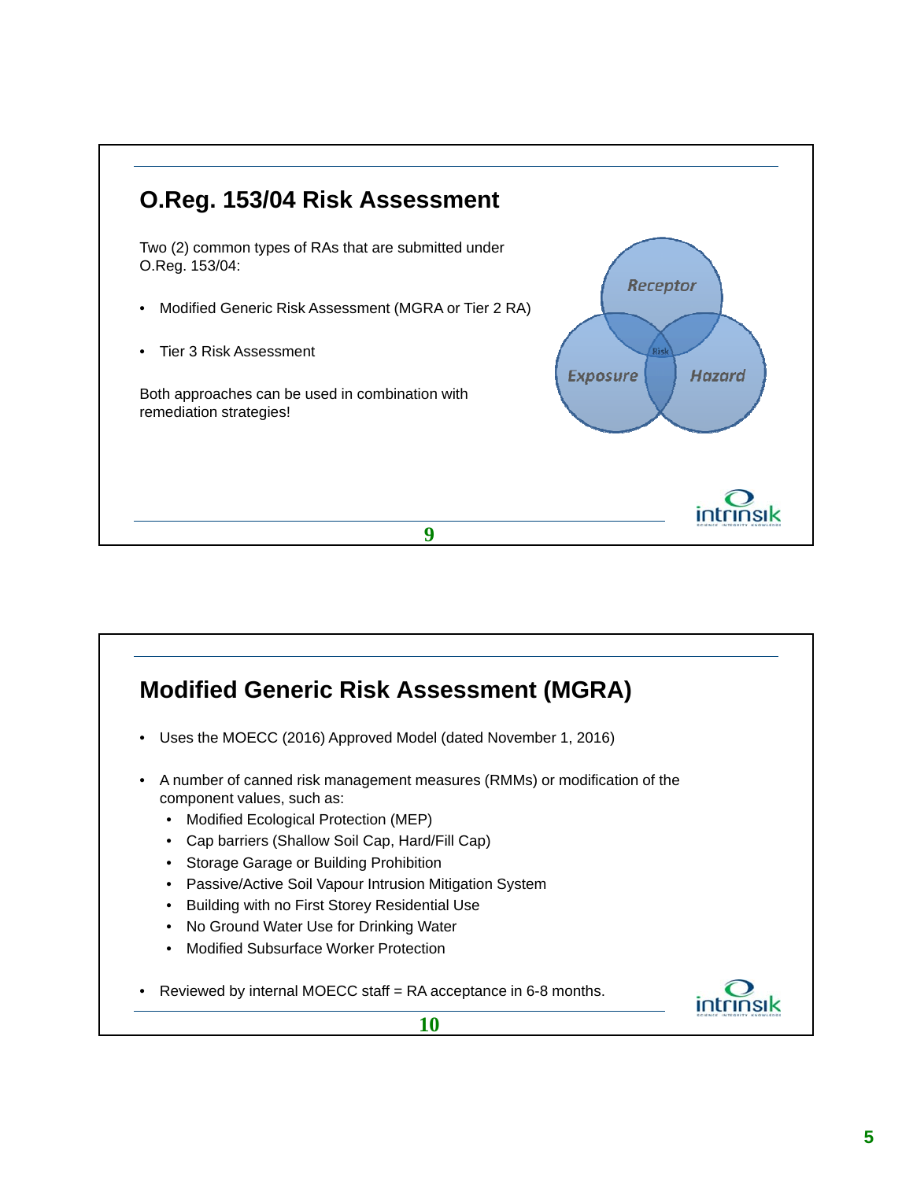## O.Reg. 153/04 Risk Assessment

Two (2) common types of RAs that are submitted under O.Reg. 153/04:

- Modified Generic Risk Assessment (MGRA or Tier 2 RA)
- Tier 3 Risk Assessment

Both approaches can be used in combination with remediation strategies!

Receptor

Exposure

Hazard

Risk

## Modified Generic Risk Assessment (MGRA)

- Uses the MOECC (2016) Approved Model (dated November 1, 2016)
- A number of canned risk management measures (RMMs) or modification of the component values, such as:
  - Modified Ecological Protection (MEP)
  - Cap barriers (Shallow Soil Cap, Hard/Fill Cap)
  - Storage Garage or Building Prohibition
  - Passive/Active Soil Vapour Intrusion Mitigation System
  - Building with no First Storey Residential Use
  - No Ground Water Use for Drinking Water
  - Modified Subsurface Worker Protection
- Reviewed by internal MOECC staff = RA acceptance in 6-8 months.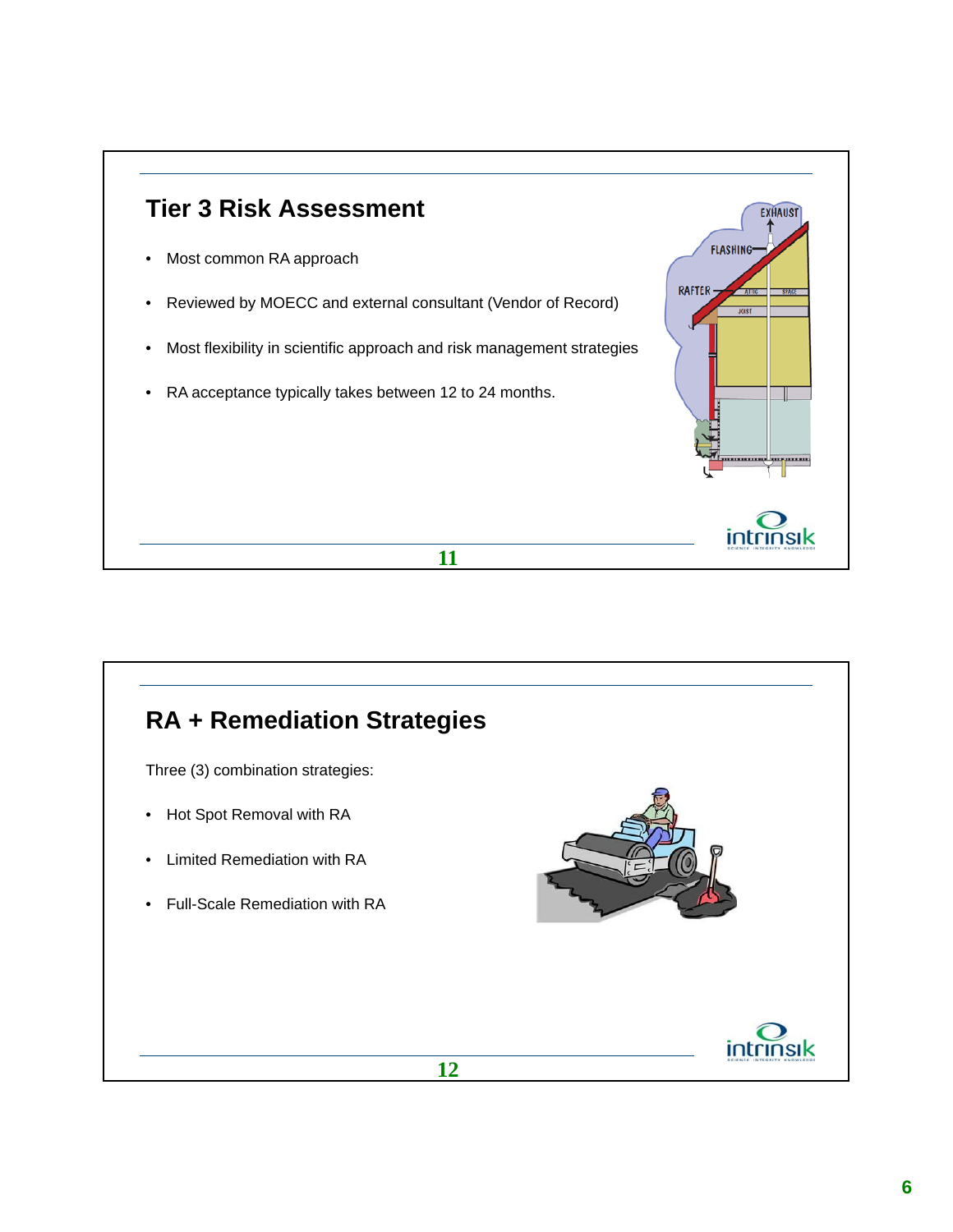## Tier 3 Risk Assessment

- Most common RA approach
- Reviewed by MOECC and external consultant (Vendor of Record)
- Most flexibility in scientific approach and risk management strategies
- RA acceptance typically takes between 12 to 24 months.

## RA + Remediation Strategies

Three (3) combination strategies:

- Hot Spot Removal with RA
- Limited Remediation with RA
- Full-Scale Remediation with RA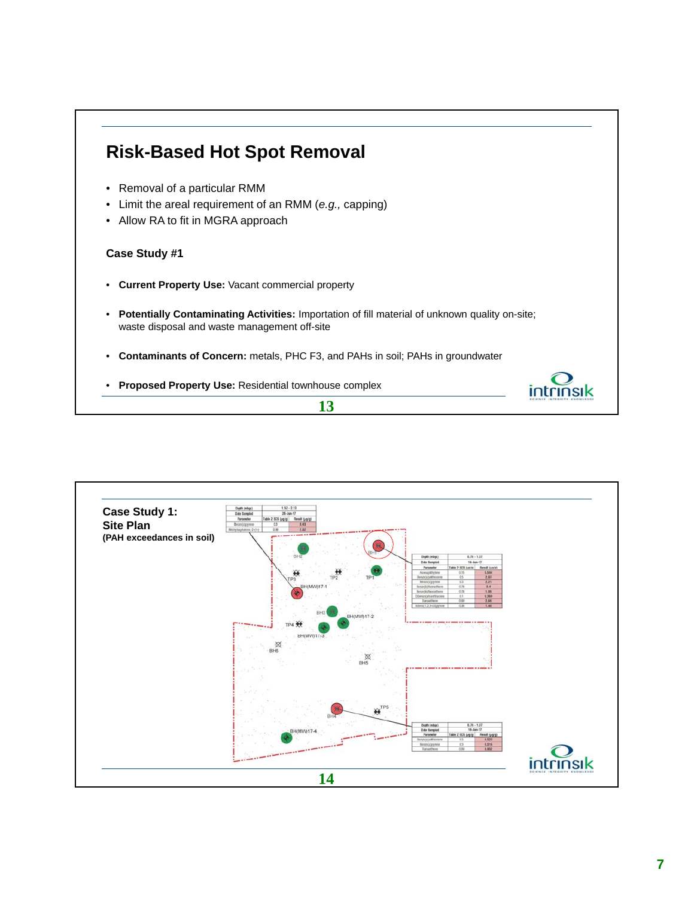## Risk-Based Hot Spot Removal

- Removal of a particular RMM
- Limit the areal requirement of an RMM (*e.g.,* capping)
- Allow RA to fit in MGRA approach

**Case Study #1**

- **Current Property Use:** Vacant commercial property
- **Potentially Contaminating Activities:** Importation of fill material of unknown quality on-site; waste disposal and waste management off-site
- **Contaminants of Concern:** metals, PHC F3, and PAHs in soil; PAHs in groundwater
- **Proposed Property Use:** Residential townhouse complex

## Case Study 1: Site Plan

**(PAH exceedances in soil)**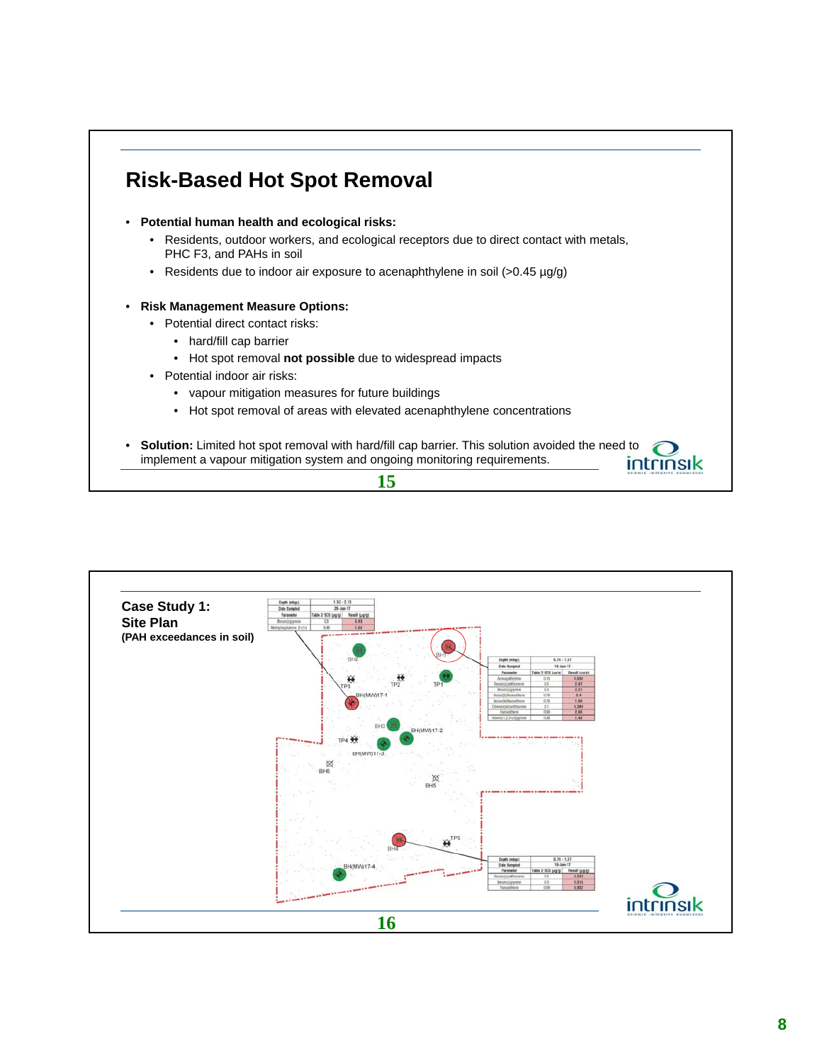## Risk-Based Hot Spot Removal

- **Potential human health and ecological risks:**
  - Residents, outdoor workers, and ecological receptors due to direct contact with metals, PHC F3, and PAHs in soil
  - Residents due to indoor air exposure to acenaphthylene in soil (>0.45 µg/g)
- **Risk Management Measure Options:**
  - Potential direct contact risks:
    - hard/fill cap barrier
    - Hot spot removal **not possible** due to widespread impacts
  - Potential indoor air risks:
    - vapour mitigation measures for future buildings
    - Hot spot removal of areas with elevated acenaphthylene concentrations
- **Solution:** Limited hot spot removal with hard/fill cap barrier. This solution avoided the need to implement a vapour mitigation system and ongoing monitoring requirements.

## Case Study 1: Site Plan

**(PAH exceedances in soil)**

| Depth (mbgs) | 1.52 - 2.13 | |
|---|---|---|
| Date Sampled | 26-Jan-17 | |
| Parameter | Table 2 SCS (µg/g) | Result (µg/g) |
| Benzo(a)pyrene | 0.3 | 3.43 |
| Methylnaphthalene, 2-(1-) | 0.99 | 7.02 |

| Depth (mbgs) | 0.76 - 1.37 | |
|---|---|---|
| Date Sampled | 18-Jan-17 | |
| Parameter | Table 2 SCS (µg/g) | Result (µg/g) |
| Acenaphthylene | 0.15 | 0.564 |
| Benzo(a)anthracene | 0.5 | 2.07 |
| Benzo(a)pyrene | 0.3 | 2.21 |
| Benzo(b)fluoranthene | 0.78 | 3.4 |
| Benzo(k)fluoranthene | 0.78 | 1.06 |
| Dibenz(a,h)anthracene | 0.1 | 0.369 |
| Fluoranthene | 0.69 | 2.66 |
| Indeno(1,2,3-cd)pyrene | 0.38 | 1.48 |

| Depth (mbgs) | 0.76 - 1.37 | |
|---|---|---|
| Date Sampled | 18-Jan-17 | |
| Parameter | Table 2 SCS (µg/g) | Result (µg/g) |
| Benzo(a)anthracene | 0.5 | 0.531 |
| Benzo(a)pyrene | 0.3 | 0.515 |
| Fluoranthene | 0.69 | 0.902 |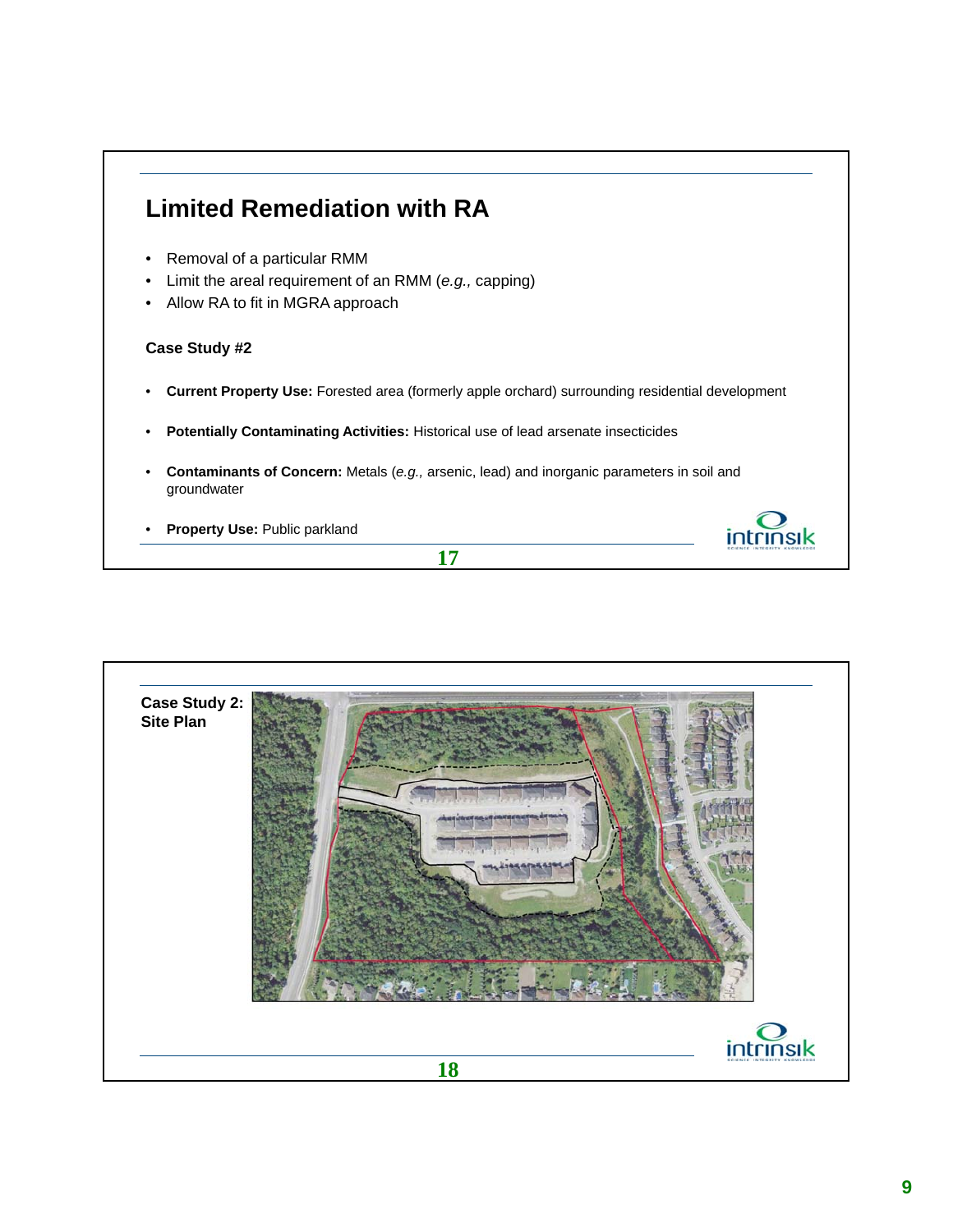## Limited Remediation with RA

- Removal of a particular RMM
- Limit the areal requirement of an RMM (*e.g.,* capping)
- Allow RA to fit in MGRA approach

**Case Study #2**

- **Current Property Use:** Forested area (formerly apple orchard) surrounding residential development
- **Potentially Contaminating Activities:** Historical use of lead arsenate insecticides
- **Contaminants of Concern:** Metals (*e.g.,* arsenic, lead) and inorganic parameters in soil and groundwater
- **Property Use:** Public parkland

**Case Study 2: Site Plan**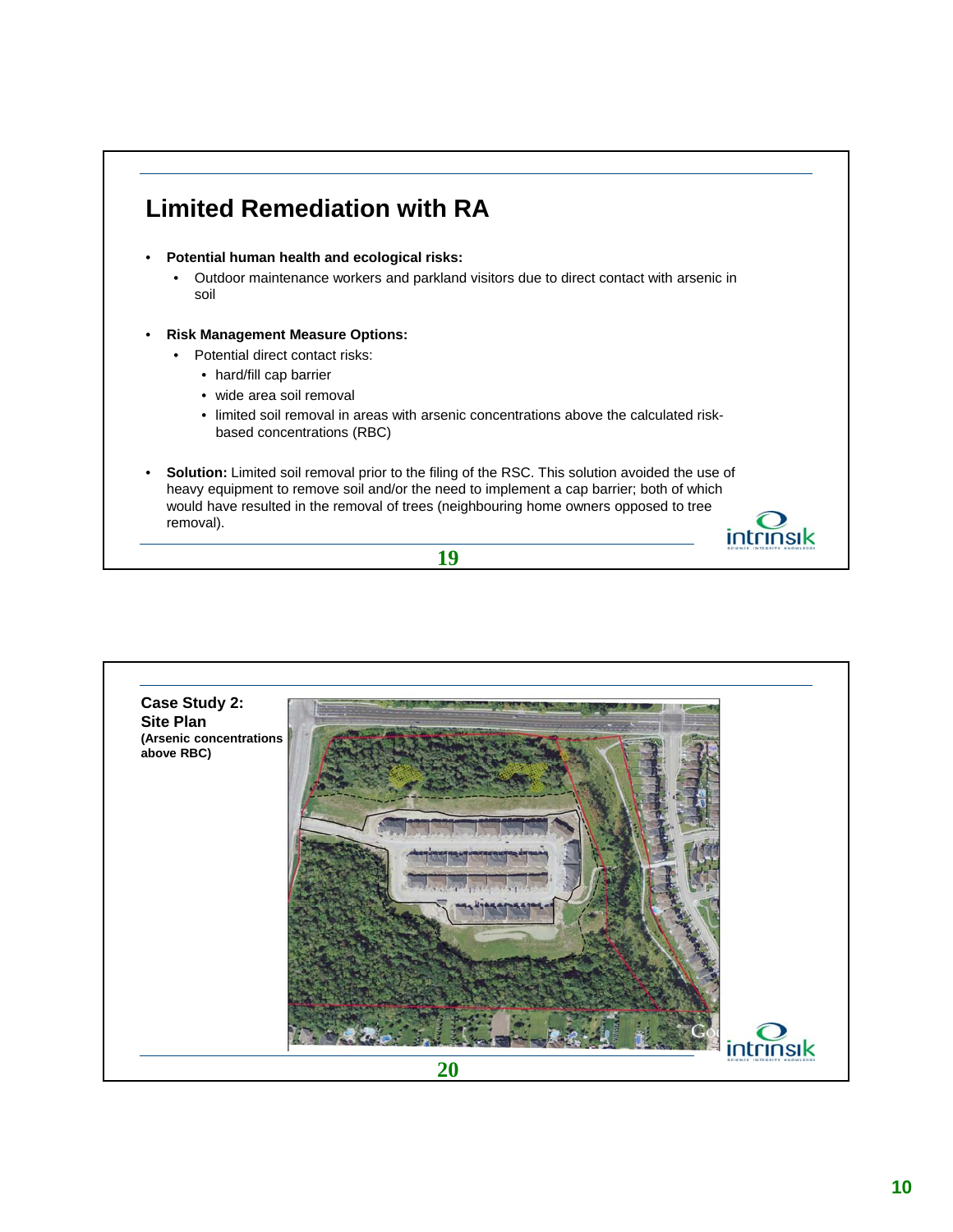## Limited Remediation with RA

- **Potential human health and ecological risks:**
  - Outdoor maintenance workers and parkland visitors due to direct contact with arsenic in soil
- **Risk Management Measure Options:**
  - Potential direct contact risks:
    - hard/fill cap barrier
    - wide area soil removal
    - limited soil removal in areas with arsenic concentrations above the calculated risk-based concentrations (RBC)
- **Solution:** Limited soil removal prior to the filing of the RSC. This solution avoided the use of heavy equipment to remove soil and/or the need to implement a cap barrier; both of which would have resulted in the removal of trees (neighbouring home owners opposed to tree removal).

**Case Study 2: Site Plan**
**(Arsenic concentrations above RBC)**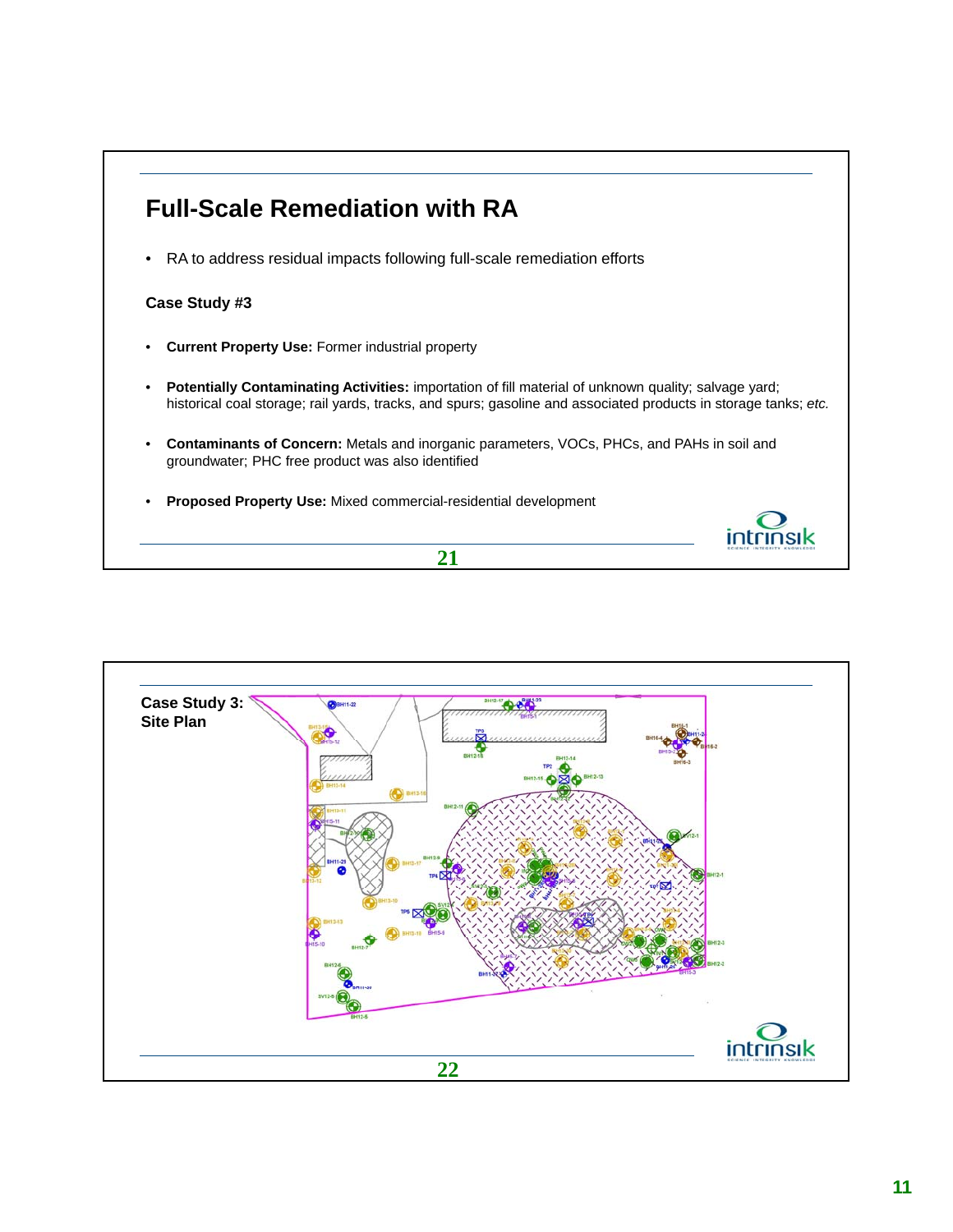## Full-Scale Remediation with RA

- RA to address residual impacts following full-scale remediation efforts

**Case Study #3**

- **Current Property Use:** Former industrial property
- **Potentially Contaminating Activities:** importation of fill material of unknown quality; salvage yard; historical coal storage; rail yards, tracks, and spurs; gasoline and associated products in storage tanks; *etc.*
- **Contaminants of Concern:** Metals and inorganic parameters, VOCs, PHCs, and PAHs in soil and groundwater; PHC free product was also identified
- **Proposed Property Use:** Mixed commercial-residential development

**Case Study 3: Site Plan**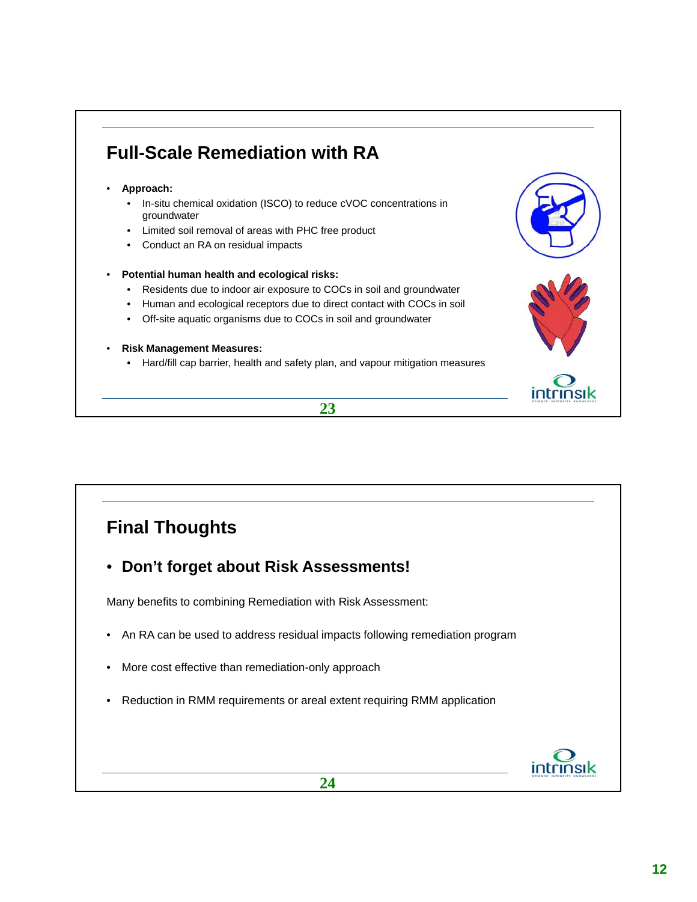## Full-Scale Remediation with RA

- **Approach:**
  - In-situ chemical oxidation (ISCO) to reduce cVOC concentrations in groundwater
  - Limited soil removal of areas with PHC free product
  - Conduct an RA on residual impacts
- **Potential human health and ecological risks:**
  - Residents due to indoor air exposure to COCs in soil and groundwater
  - Human and ecological receptors due to direct contact with COCs in soil
  - Off-site aquatic organisms due to COCs in soil and groundwater
- **Risk Management Measures:**
  - Hard/fill cap barrier, health and safety plan, and vapour mitigation measures

## Final Thoughts

- **Don't forget about Risk Assessments!**

Many benefits to combining Remediation with Risk Assessment:

- An RA can be used to address residual impacts following remediation program
- More cost effective than remediation-only approach
- Reduction in RMM requirements or areal extent requiring RMM application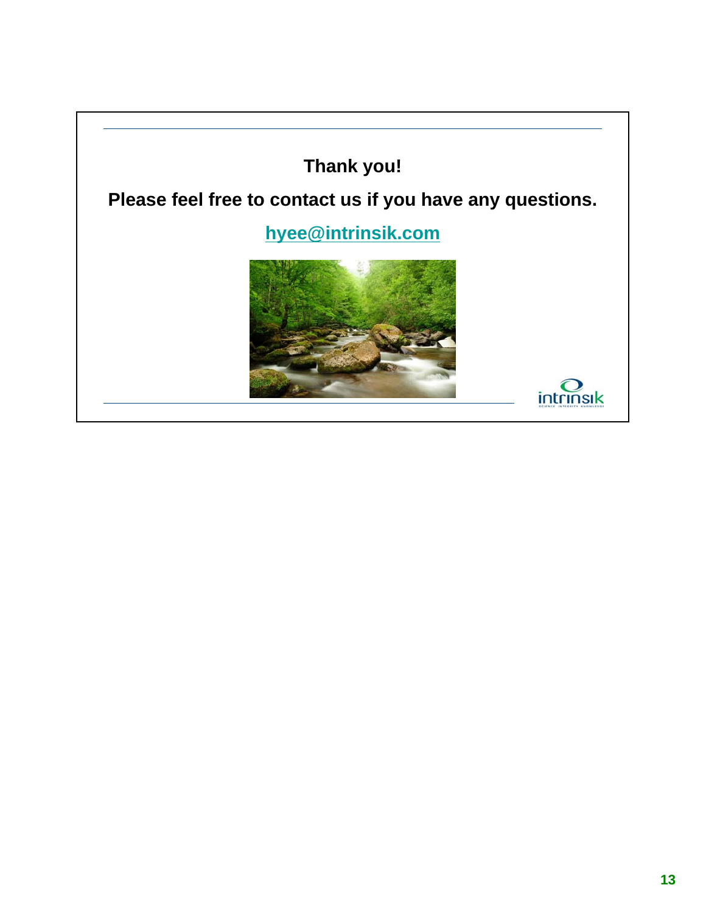**Thank you!**

**Please feel free to contact us if you have any questions.**

**hyee@intrinsik.com**